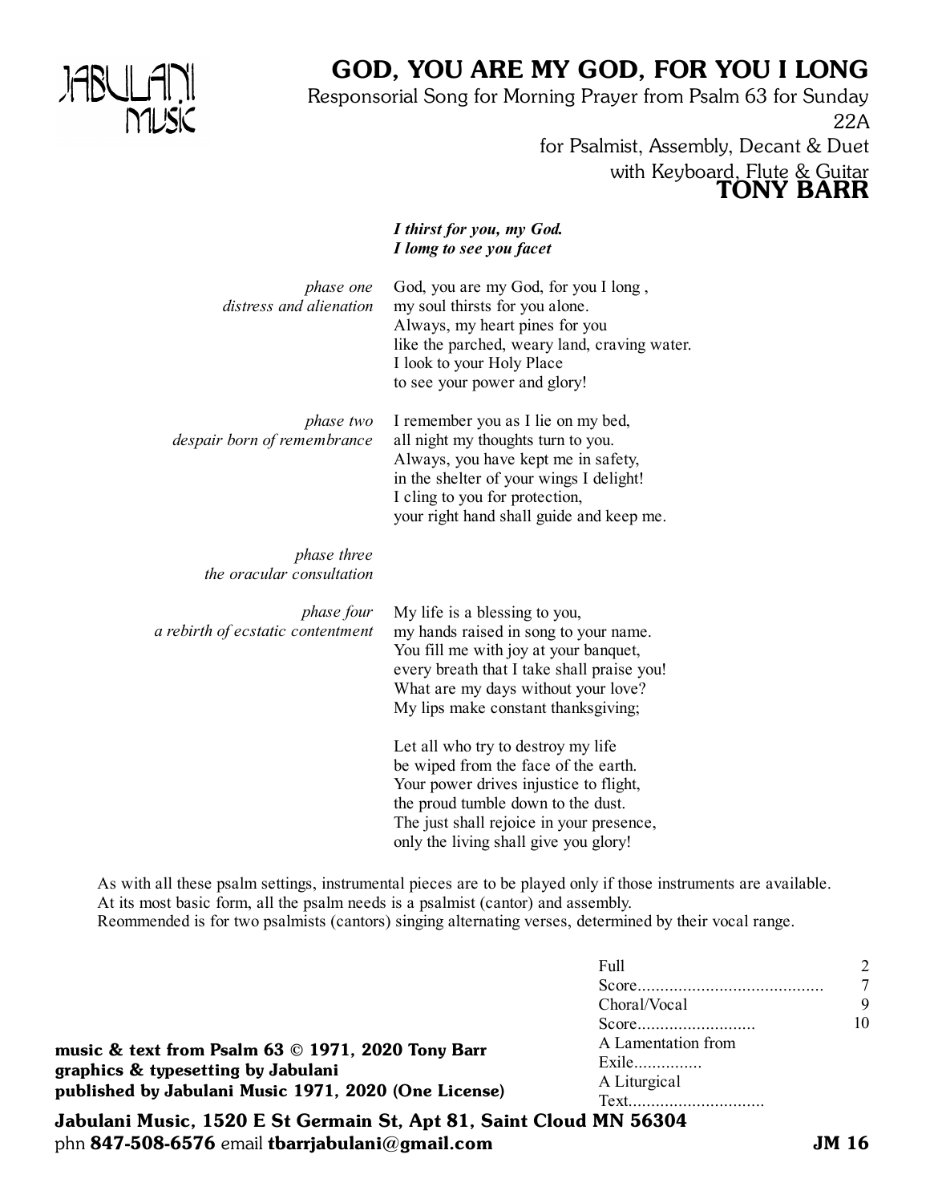JABULANI MUSIC

# GOD, YOU ARE MY GOD, FOR YOU I LONG

Responsorial Song for Morning Prayer from Psalm 63 for Sunday 22A

for Psalmist, Assembly, Decant & Duet

with Keyboard, Flute & Guitar

**TONY BARR**

***I thirst for you, my God.***
***I lomg to see you facet***

*phase one*
*distress and alienation*

God, you are my God, for you I long ,
my soul thirsts for you alone.
Always, my heart pines for you
like the parched, weary land, craving water.
I look to your Holy Place
to see your power and glory!

*phase two*
*despair born of remembrance*

I remember you as I lie on my bed,
all night my thoughts turn to you.
Always, you have kept me in safety,
in the shelter of your wings I delight!
I cling to you for protection,
your right hand shall guide and keep me.

*phase three*
*the oracular consultation*

*phase four*
*a rebirth of ecstatic contentment*

My life is a blessing to you,
my hands raised in song to your name.
You fill me with joy at your banquet,
every breath that I take shall praise you!
What are my days without your love?
My lips make constant thanksgiving;

Let all who try to destroy my life
be wiped from the face of the earth.
Your power drives injustice to flight,
the proud tumble down to the dust.
The just shall rejoice in your presence,
only the living shall give you glory!

As with all these psalm settings, instrumental pieces are to be played only if those instruments are available.
At its most basic form, all the psalm needs is a psalmist (cantor) and assembly.
Reommended is for two psalmists (cantors) singing alternating verses, determined by their vocal range.

| | |
|---|---|
| Full Score......................................... | 2 |
| Choral/Vocal Score.......................... | 7 |
| A Lamentation from Exile............... | 9 |
| A Liturgical Text............................. | 10 |

**music & text from Psalm 63 © 1971, 2020 Tony Barr**
**graphics & typesetting by Jabulani**
**published by Jabulani Music 1971, 2020 (One License)**

**Jabulani Music, 1520 E St Germain St, Apt 81, Saint Cloud MN 56304**
phn **847-508-6576** email **tbarrjabulani@gmail.com** **JM 16**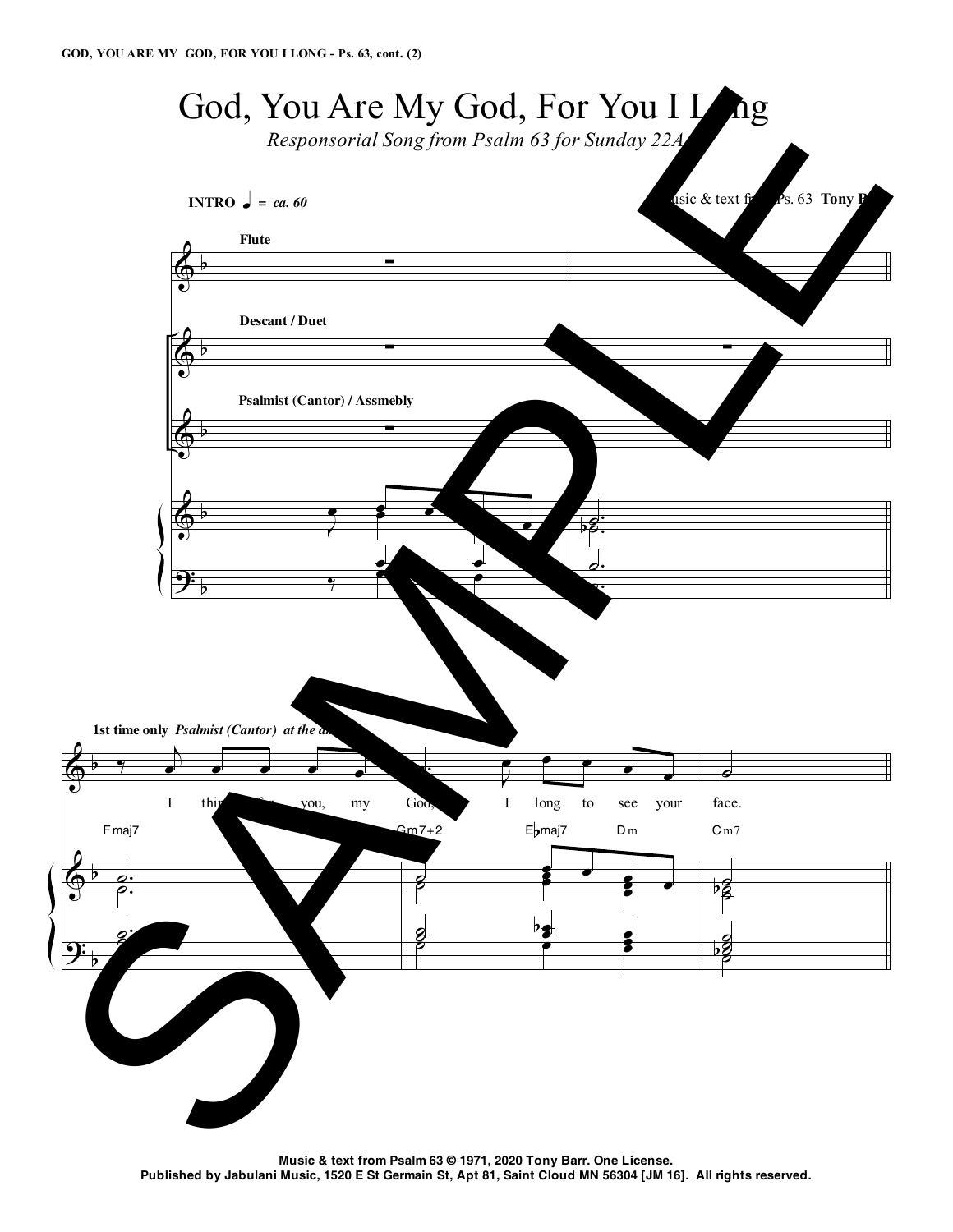# God, You Are My God, For You I Long

*Responsorial Song from Psalm 63 for Sunday 22A*

Music & text from Ps. 63 **Tony Barr**

**INTRO** ♩ = *ca. 60*

Flute

Descant / Duet

Psalmist (Cantor) / Assmebly

1st time only *Psalmist (Cantor) at the a...*

I thirst for you, my God, I long to see your face.

Fmaj7 Gm7+2 E♭maj7 Dm Cm7

**Music & text from Psalm 63 © 1971, 2020 Tony Barr. One License.**
**Published by Jabulani Music, 1520 E St Germain St, Apt 81, Saint Cloud MN 56304 [JM 16]. All rights reserved.**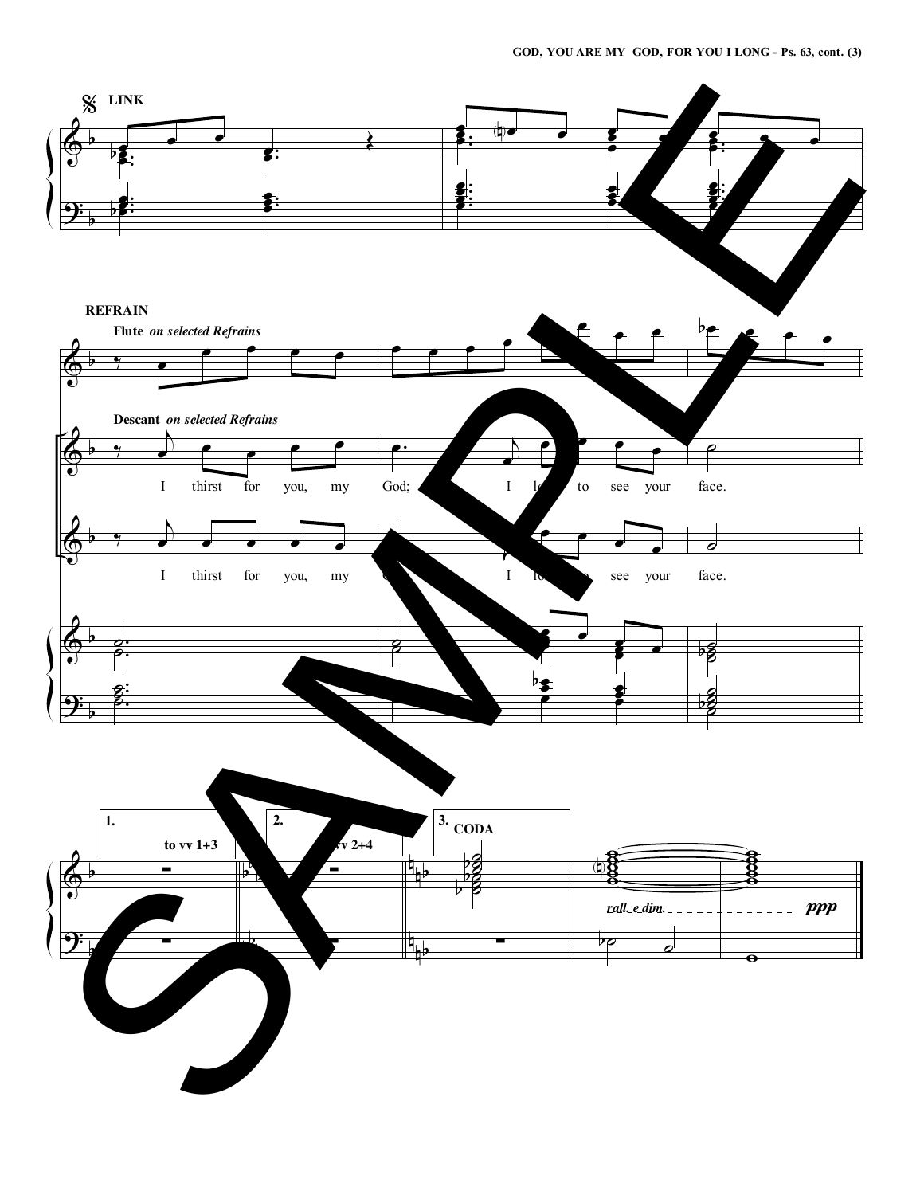LINK

REFRAIN

Flute *on selected Refrains*

Descant *on selected Refrains*

I thirst for you, my God; I long to see your face.

I thirst for you, my God; I long to see your face.

1. to vv 1+3

2. to vv 2+4

3. CODA

*rall. e dim.* *ppp*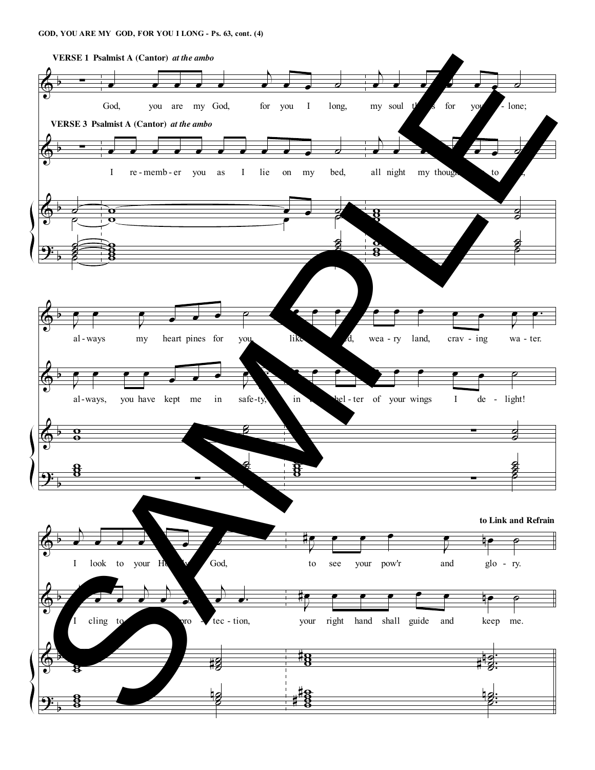**VERSE 1 Psalmist A (Cantor)** *at the ambo*

God, you are my God, for you I long, my soul thirsts for you alone;

**VERSE 3 Psalmist A (Cantor)** *at the ambo*

I re-memb-er you as I lie on my bed, all night my thoughts turn to you,

Verse 1: al-ways my heart pines for you, like a dry, wea-ry land, crav-ing wa-ter.

Verse 3: al-ways, you have kept me in safe-ty, in the shel-ter of your wings I de-light!

Verse 1: I look to your Holy One, God, to see your pow'r and glo-ry.

Verse 3: I cling to your pro-tec-tion, your right hand shall guide and keep me.

**to Link and Refrain**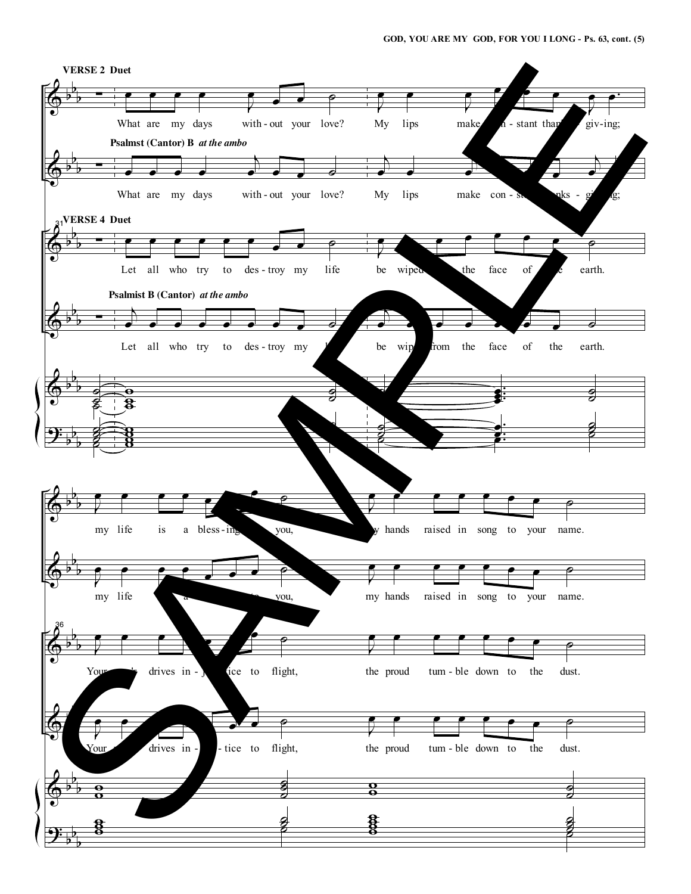**VERSE 2 Duet**

What are my days without your love? My lips make constant thanksgiving;

**Psalmst (Cantor) B** *at the ambo*

What are my days without your love? My lips make constant thanksgiving;

**VERSE 4 Duet**

Let all who try to destroy my life be wiped from the face of the earth.

**Psalmist B (Cantor)** *at the ambo*

Let all who try to destroy my life be wiped from the face of the earth.

my life is a blessing to you, my hands raised in song to your name.

my life is a blessing to you, my hands raised in song to your name.

Your truth drives injustice to flight, the proud tumble down to the dust.

Your truth drives injustice to flight, the proud tumble down to the dust.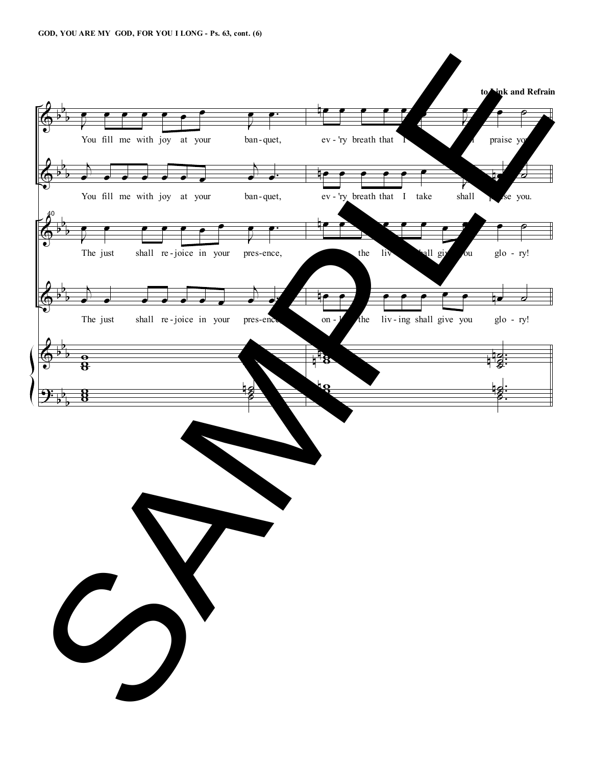**to Link and Refrain**

You fill me with joy at your ban-quet, ev-'ry breath that I take shall praise you.

You fill me with joy at your ban-quet, ev-'ry breath that I take shall praise you.

40

The just shall re-joice in your pres-ence, on-ly the liv-ing shall give you glo-ry!

The just shall re-joice in your pres-ence, on-ly the liv-ing shall give you glo-ry!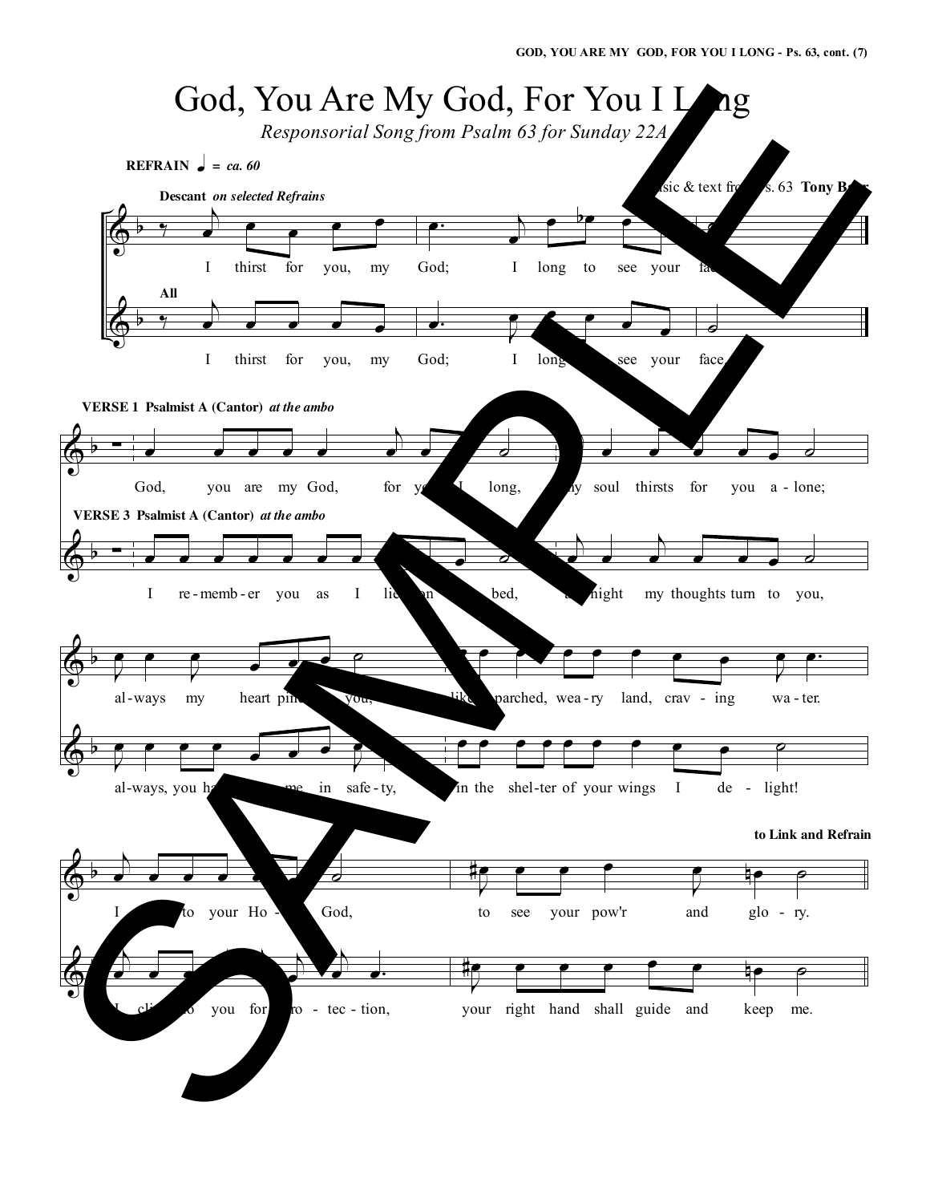# God, You Are My God, For You I Long

*Responsorial Song from Psalm 63 for Sunday 22A*

**REFRAIN** ♩ = *ca. 60*

Music & text from Ps. 63 **Tony Barr**

**Descant** *on selected Refrains*

I thirst for you, my God; I long to see your face.

**All**

I thirst for you, my God; I long to see your face.

**VERSE 1 Psalmist A (Cantor)** *at the ambo*

God, you are my God, for you I long, my soul thirsts for you a-lone;

al-ways my heart pines for you, like a parched, wea-ry land, crav-ing wa-ter.

I look to your Ho-ly God, to see your pow'r and glo-ry.

**VERSE 3 Psalmist A (Cantor)** *at the ambo*

I re-memb-er you as I lie on my bed, at night my thoughts turn to you,

al-ways, you have kept me in safe-ty, in the shel-ter of your wings I de-light!

I cling to you for pro-tec-tion, your right hand shall guide and keep me.

**to Link and Refrain**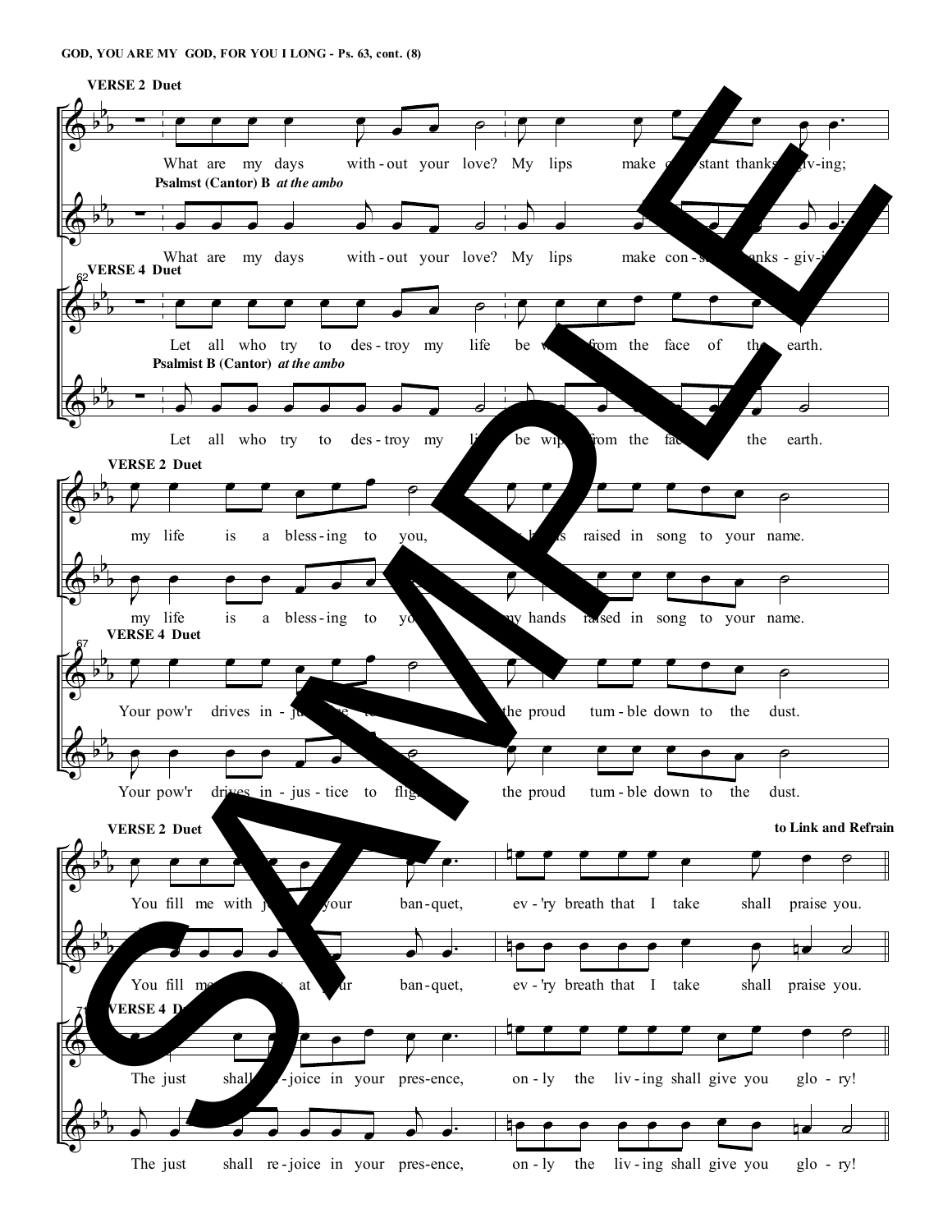**VERSE 2 Duet**

What are my days without your love? My lips make constant thanks-giv-ing;

**Psalmst (Cantor) B** *at the ambo*

What are my days without your love? My lips make con-stant thanks-giv-ing;

**VERSE 4 Duet**

Let all who try to des-troy my life be wiped from the face of the earth.

**Psalmist B (Cantor)** *at the ambo*

Let all who try to des-troy my life be wiped from the face of the earth.

**VERSE 2 Duet**

my life is a bless-ing to you, my hands raised in song to your name.

my life is a bless-ing to you, my hands raised in song to your name.

**VERSE 4 Duet**

Your pow'r drives in-jus-tice to flight, the proud tum-ble down to the dust.

Your pow'r drives in-jus-tice to flight, the proud tum-ble down to the dust.

**VERSE 2 Duet**

**to Link and Refrain**

You fill me with joy at your ban-quet, ev-'ry breath that I take shall praise you.

You fill me with joy at your ban-quet, ev-'ry breath that I take shall praise you.

**VERSE 4 Duet**

The just shall re-joice in your pres-ence, on-ly the liv-ing shall give you glo-ry!

The just shall re-joice in your pres-ence, on-ly the liv-ing shall give you glo-ry!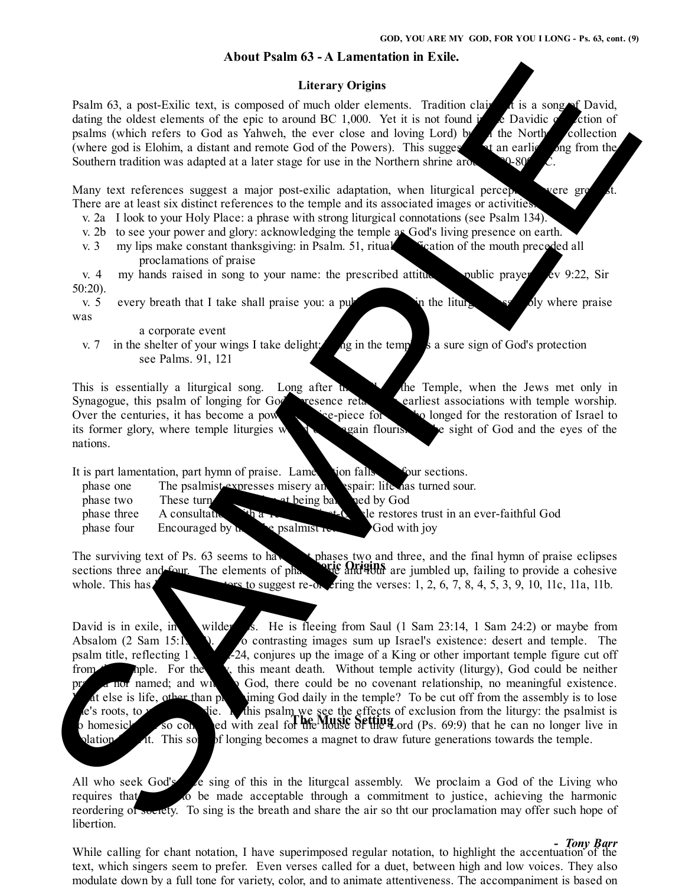## About Psalm 63 - A Lamentation in Exile.

### Literary Origins

Psalm 63, a post-Exilic text, is composed of much older elements. Tradition claims it is a song of David, dating the oldest elements of the epic to around BC 1,000. Yet it is not found in the Davidic collection of psalms (which refers to God as Yahweh, the ever close and loving Lord) but in the Northern collection (where god is Elohim, a distant and remote God of the Powers). This suggests that an earlier song from the Southern tradition was adapted at a later stage for use in the Northern shrine around 900-800 BC.

Many text references suggest a major post-exilic adaptation, when liturgical perceptions were greatest. There are at least six distinct references to the temple and its associated images or activities:

- v. 2a I look to your Holy Place: a phrase with strong liturgical connotations (see Psalm 134).
- v. 2b to see your power and glory: acknowledging the temple as God's living presence on earth.
- v. 3 my lips make constant thanksgiving: in Psalm. 51, ritual purification of the mouth preceded all proclamations of praise
- v. 4 my hands raised in song to your name: the prescribed attitude for public prayer (Lev 9:22, Sir 50:20).
- v. 5 every breath that I take shall praise you: a public event in the liturgical assembly where praise was a corporate event
- v. 7 in the shelter of your wings I take delight: being in the temple was a sure sign of God's protection see Palms. 91, 121

This is essentially a liturgical song. Long after the fall of the Temple, when the Jews met only in Synagogue, this psalm of longing for God's presence retained its earliest associations with temple worship. Over the centuries, it has become a powerful voice-piece for all who longed for the restoration of Israel to its former glory, where temple liturgies would once again flourish in the sight of God and the eyes of the nations.

It is part lamentation, part hymn of praise. Lamentation falls into four sections.

- phase one The psalmist expresses misery and despair: life has turned sour.
- phase two These turn to anger at being abandoned by God
- phase three A consultation with a Temple priest-Oracle restores trust in an ever-faithful God
- phase four Encouraged by this, the psalmist rejoices in God with joy

The surviving text of Ps. 63 seems to have lost phases two and three, and the final hymn of praise eclipses sections three and four. The elements of phase one and four are jumbled up, failing to provide a cohesive whole. This has led commentators to suggest re-ordering the verses: 1, 2, 6, 7, 8, 4, 5, 3, 9, 10, 11c, 11a, 11b.

### Historic Origins

David is in exile, in the wilderness. He is fleeing from Saul (1 Sam 23:14, 1 Sam 24:2) or maybe from Absalom (2 Sam 15:13-30). Two contrasting images sum up Israel's existence: desert and temple. The psalm title, reflecting 1 Sam 23-24, conjures up the image of a King or other important temple figure cut off from the temple. For the Jew, this meant death. Without temple activity (liturgy), God could be neither praised nor named; and without God, there could be no covenant relationship, no meaningful existence. What else is life, other than proclaiming God daily in the temple? To be cut off from the assembly is to lose one's roots, to wither and die. In this psalm we see the effects of exclusion from the liturgy: the psalmist is so homesick and so consumed with zeal for the house of the Lord (Ps. 69:9) that he can no longer live in isolation from it. This song of longing becomes a magnet to draw future generations towards the temple.

All who seek God's face sing of this in the liturgcal assembly. We proclaim a God of the Living who requires that worship to be made acceptable through a commitment to justice, achieving the harmonic reordering of society. To sing is the breath and share the air so tht our proclamation may offer such hope of libertion.

*- Tony Barr*

### The Music Setting

While calling for chant notation, I have superimposed regular notation, to highlight the accentuation of the text, which singers seem to prefer. Even verses called for a duet, between high and low voices. They also modulate down by a full tone for variety, color, and to animate attentiveness. The accompaniment is based on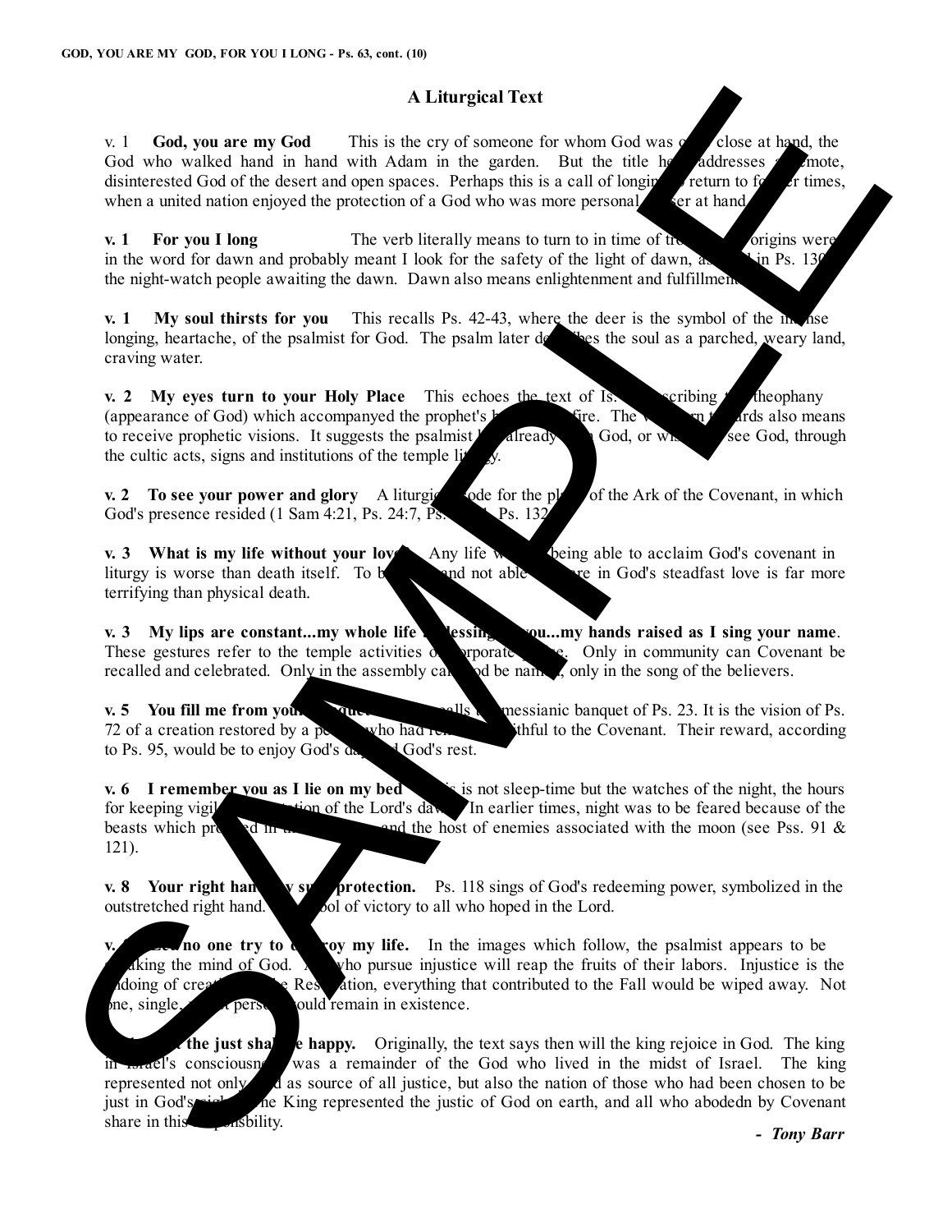## A Liturgical Text

v. 1 **God, you are my God** This is the cry of someone for whom God was once close at hand, the God who walked hand in hand with Adam in the garden. But the title here addresses a remote, disinterested God of the desert and open spaces. Perhaps this is a call of longing to return to former times, when a united nation enjoyed the protection of a God who was more personal, closer at hand.

**v. 1 For you I long** The verb literally means to turn to in time of trouble. Its origins were in the word for dawn and probably meant I look for the safety of the light of dawn, as found in Ps. 130, the night-watch people awaiting the dawn. Dawn also means enlightenment and fulfillment.

**v. 1 My soul thirsts for you** This recalls Ps. 42-43, where the deer is the symbol of the intense longing, heartache, of the psalmist for God. The psalm later describes the soul as a parched, weary land, craving water.

**v. 2 My eyes turn to your Holy Place** This echoes the text of Is. 6, describing the theophany (appearance of God) which accompanyed the prophet's holy fire. The verb turn towards also means to receive prophetic visions. It suggests the psalmist has already seen God, or wishes to see God, through the cultic acts, signs and institutions of the temple liturgy.

**v. 2 To see your power and glory** A liturgical code for the place of the Ark of the Covenant, in which God's presence resided (1 Sam 4:21, Ps. 24:7, Ps. 78:61, Ps. 132).

**v. 3 What is my life without your love?** Any life without being able to acclaim God's covenant in liturgy is worse than death itself. To be alive and not able to share in God's steadfast love is far more terrifying than physical death.

**v. 3 My lips are constant...my whole life a blessing to you...my hands raised as I sing your name**. These gestures refer to the temple activities of corporate praise. Only in community can Covenant be recalled and celebrated. Only in the assembly can God be named, only in the song of the believers.

**v. 5 You fill me from your banquet** This recalls the messianic banquet of Ps. 23. It is the vision of Ps. 72 of a creation restored by a people who had remained faithful to the Covenant. Their reward, according to Ps. 95, would be to enjoy God's day and God's rest.

**v. 6 I remember you as I lie on my bed** This is not sleep-time but the watches of the night, the hours for keeping vigil in expectation of the Lord's dawn. In earlier times, night was to be feared because of the beasts which prowled in the darkness and the host of enemies associated with the moon (see Pss. 91 & 121).

**v. 8 Your right hand is my sure protection.** Ps. 118 sings of God's redeeming power, symbolized in the outstretched right hand. A symbol of victory to all who hoped in the Lord.

**v. 9 Let no one try to destroy my life.** In the images which follow, the psalmist appears to be speaking the mind of God. All who pursue injustice will reap the fruits of their labors. Injustice is the undoing of creation. In the Restoration, everything that contributed to the Fall would be wiped away. Not one, single, unjust person would remain in existence.

**v. 11 But the just shall be happy.** Originally, the text says then will the king rejoice in God. The king in Israel's consciousness was a remainder of the God who lived in the midst of Israel. The king represented not only God as source of all justice, but also the nation of those who had been chosen to be just in God's sight. The King represented the justic of God on earth, and all who abodedn by Covenant share in this responsibility.

*- Tony Barr*